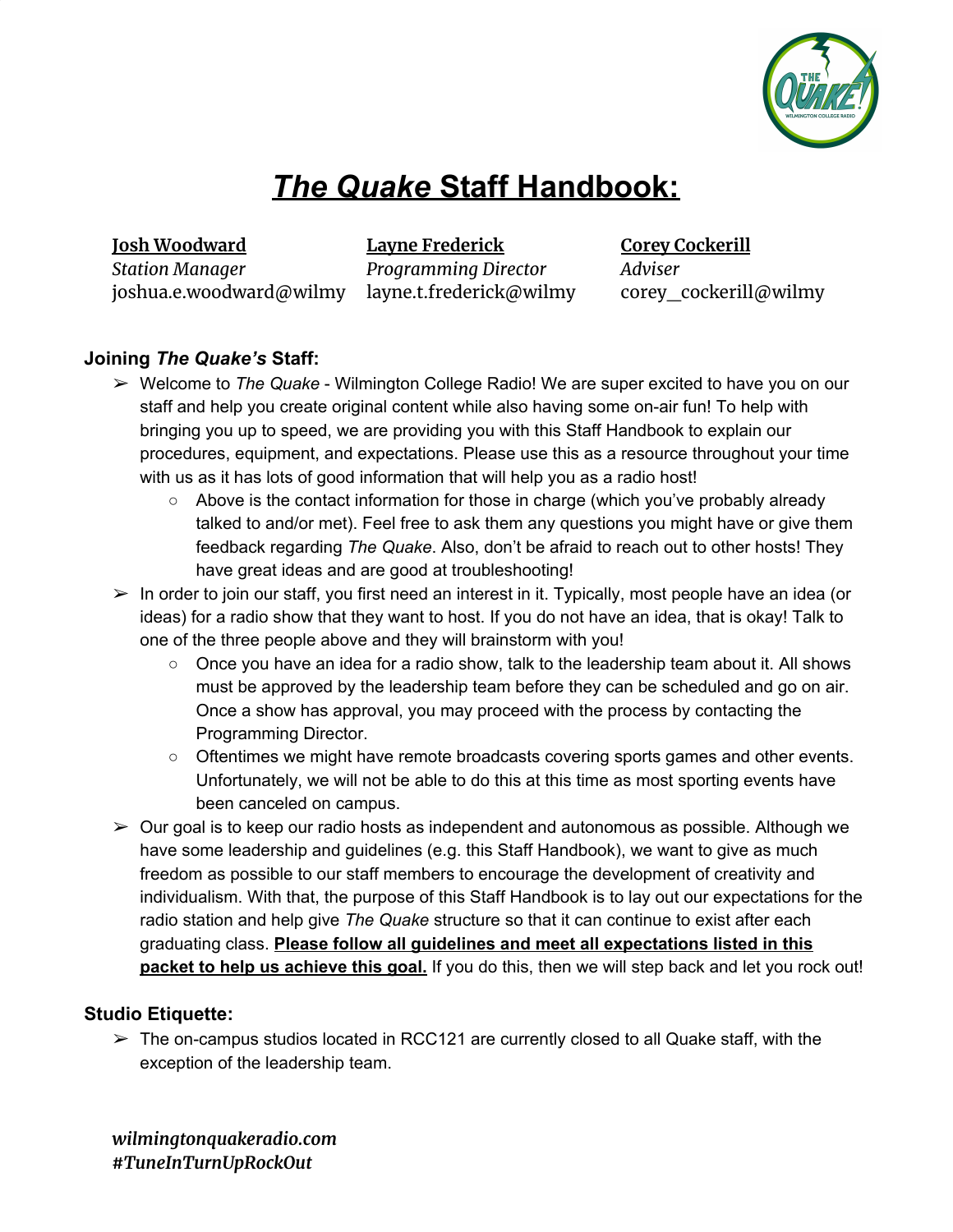# ***The Quake* Staff Handbook:**

| **Josh Woodward** | **Layne Frederick** | **Corey Cockerill** |
|---|---|---|
| *Station Manager* | *Programming Director* | *Adviser* |
| joshua.e.woodward@wilmy | layne.t.frederick@wilmy | corey_cockerill@wilmy |

## Joining *The Quake's* Staff:

- Welcome to *The Quake* - Wilmington College Radio! We are super excited to have you on our staff and help you create original content while also having some on-air fun! To help with bringing you up to speed, we are providing you with this Staff Handbook to explain our procedures, equipment, and expectations. Please use this as a resource throughout your time with us as it has lots of good information that will help you as a radio host!
  - Above is the contact information for those in charge (which you've probably already talked to and/or met). Feel free to ask them any questions you might have or give them feedback regarding *The Quake*. Also, don't be afraid to reach out to other hosts! They have great ideas and are good at troubleshooting!
- In order to join our staff, you first need an interest in it. Typically, most people have an idea (or ideas) for a radio show that they want to host. If you do not have an idea, that is okay! Talk to one of the three people above and they will brainstorm with you!
  - Once you have an idea for a radio show, talk to the leadership team about it. All shows must be approved by the leadership team before they can be scheduled and go on air. Once a show has approval, you may proceed with the process by contacting the Programming Director.
  - Oftentimes we might have remote broadcasts covering sports games and other events. Unfortunately, we will not be able to do this at this time as most sporting events have been canceled on campus.
- Our goal is to keep our radio hosts as independent and autonomous as possible. Although we have some leadership and guidelines (e.g. this Staff Handbook), we want to give as much freedom as possible to our staff members to encourage the development of creativity and individualism. With that, the purpose of this Staff Handbook is to lay out our expectations for the radio station and help give *The Quake* structure so that it can continue to exist after each graduating class. **Please follow all guidelines and meet all expectations listed in this packet to help us achieve this goal.** If you do this, then we will step back and let you rock out!

## Studio Etiquette:

- The on-campus studios located in RCC121 are currently closed to all Quake staff, with the exception of the leadership team.

***wilmingtonquakeradio.com***
***#TuneInTurnUpRockOut***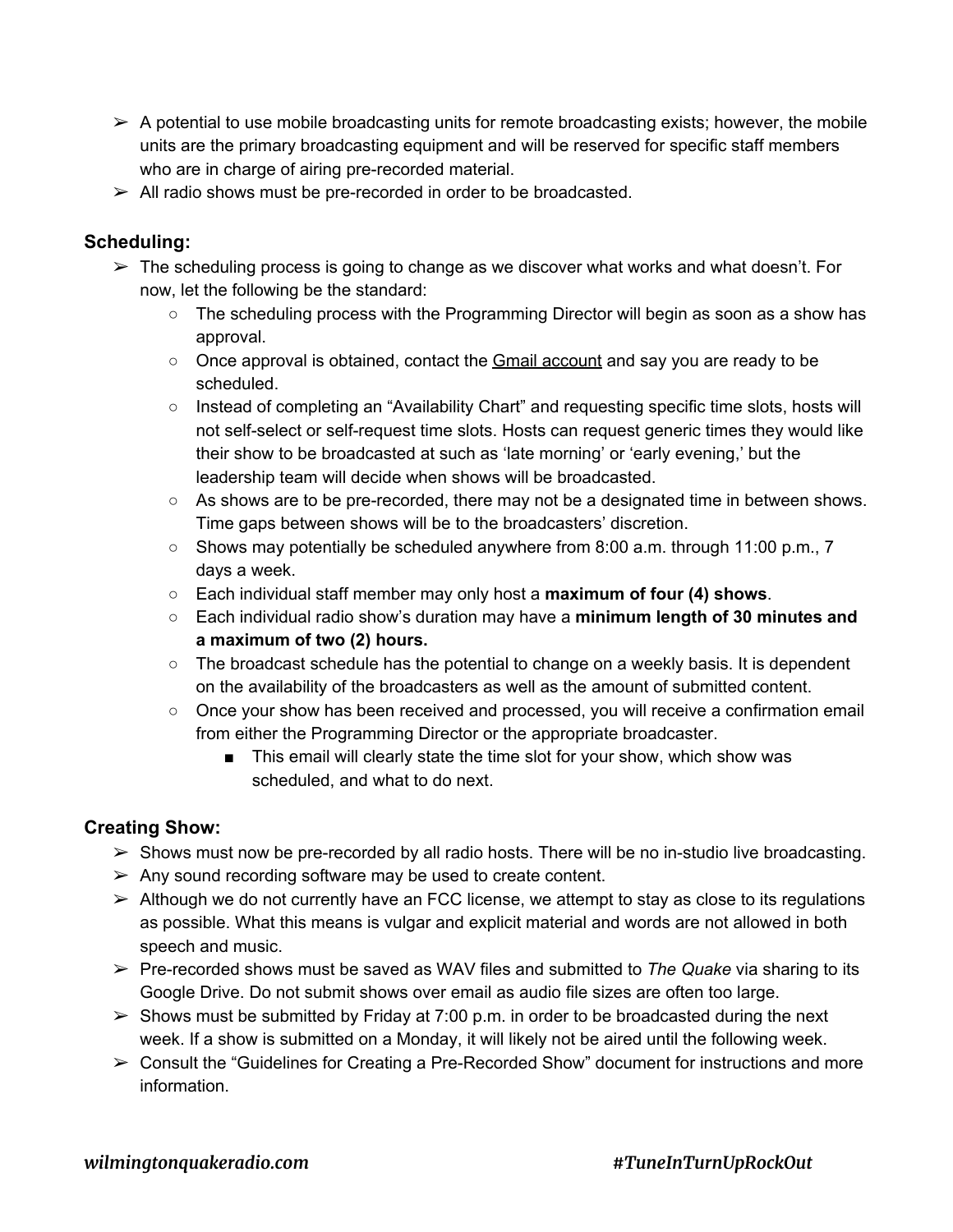- A potential to use mobile broadcasting units for remote broadcasting exists; however, the mobile units are the primary broadcasting equipment and will be reserved for specific staff members who are in charge of airing pre-recorded material.
- All radio shows must be pre-recorded in order to be broadcasted.

### Scheduling:

- The scheduling process is going to change as we discover what works and what doesn't. For now, let the following be the standard:
  - The scheduling process with the Programming Director will begin as soon as a show has approval.
  - Once approval is obtained, contact the Gmail account and say you are ready to be scheduled.
  - Instead of completing an "Availability Chart" and requesting specific time slots, hosts will not self-select or self-request time slots. Hosts can request generic times they would like their show to be broadcasted at such as 'late morning' or 'early evening,' but the leadership team will decide when shows will be broadcasted.
  - As shows are to be pre-recorded, there may not be a designated time in between shows. Time gaps between shows will be to the broadcasters' discretion.
  - Shows may potentially be scheduled anywhere from 8:00 a.m. through 11:00 p.m., 7 days a week.
  - Each individual staff member may only host a **maximum of four (4) shows**.
  - Each individual radio show's duration may have a **minimum length of 30 minutes and a maximum of two (2) hours.**
  - The broadcast schedule has the potential to change on a weekly basis. It is dependent on the availability of the broadcasters as well as the amount of submitted content.
  - Once your show has been received and processed, you will receive a confirmation email from either the Programming Director or the appropriate broadcaster.
    - This email will clearly state the time slot for your show, which show was scheduled, and what to do next.

### Creating Show:

- Shows must now be pre-recorded by all radio hosts. There will be no in-studio live broadcasting.
- Any sound recording software may be used to create content.
- Although we do not currently have an FCC license, we attempt to stay as close to its regulations as possible. What this means is vulgar and explicit material and words are not allowed in both speech and music.
- Pre-recorded shows must be saved as WAV files and submitted to *The Quake* via sharing to its Google Drive. Do not submit shows over email as audio file sizes are often too large.
- Shows must be submitted by Friday at 7:00 p.m. in order to be broadcasted during the next week. If a show is submitted on a Monday, it will likely not be aired until the following week.
- Consult the "Guidelines for Creating a Pre-Recorded Show" document for instructions and more information.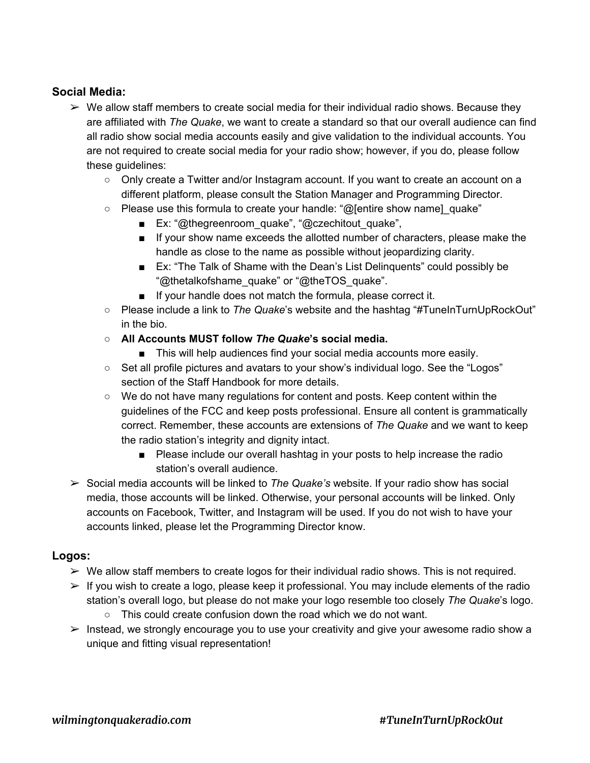## Social Media:

- We allow staff members to create social media for their individual radio shows. Because they are affiliated with *The Quake*, we want to create a standard so that our overall audience can find all radio show social media accounts easily and give validation to the individual accounts. You are not required to create social media for your radio show; however, if you do, please follow these guidelines:
  - Only create a Twitter and/or Instagram account. If you want to create an account on a different platform, please consult the Station Manager and Programming Director.
  - Please use this formula to create your handle: "@[entire show name]_quake"
    - Ex: "@thegreenroom_quake", "@czechitout_quake",
    - If your show name exceeds the allotted number of characters, please make the handle as close to the name as possible without jeopardizing clarity.
    - Ex: "The Talk of Shame with the Dean's List Delinquents" could possibly be "@thetalkofshame_quake" or "@theTOS_quake".
    - If your handle does not match the formula, please correct it.
  - Please include a link to *The Quake*'s website and the hashtag "#TuneInTurnUpRockOut" in the bio.
  - **All Accounts MUST follow *The Quake*'s social media.**
    - This will help audiences find your social media accounts more easily.
  - Set all profile pictures and avatars to your show's individual logo. See the "Logos" section of the Staff Handbook for more details.
  - We do not have many regulations for content and posts. Keep content within the guidelines of the FCC and keep posts professional. Ensure all content is grammatically correct. Remember, these accounts are extensions of *The Quake* and we want to keep the radio station's integrity and dignity intact.
    - Please include our overall hashtag in your posts to help increase the radio station's overall audience.
- Social media accounts will be linked to *The Quake's* website. If your radio show has social media, those accounts will be linked. Otherwise, your personal accounts will be linked. Only accounts on Facebook, Twitter, and Instagram will be used. If you do not wish to have your accounts linked, please let the Programming Director know.

## Logos:

- We allow staff members to create logos for their individual radio shows. This is not required.
- If you wish to create a logo, please keep it professional. You may include elements of the radio station's overall logo, but please do not make your logo resemble too closely *The Quake*'s logo.
  - This could create confusion down the road which we do not want.
- Instead, we strongly encourage you to use your creativity and give your awesome radio show a unique and fitting visual representation!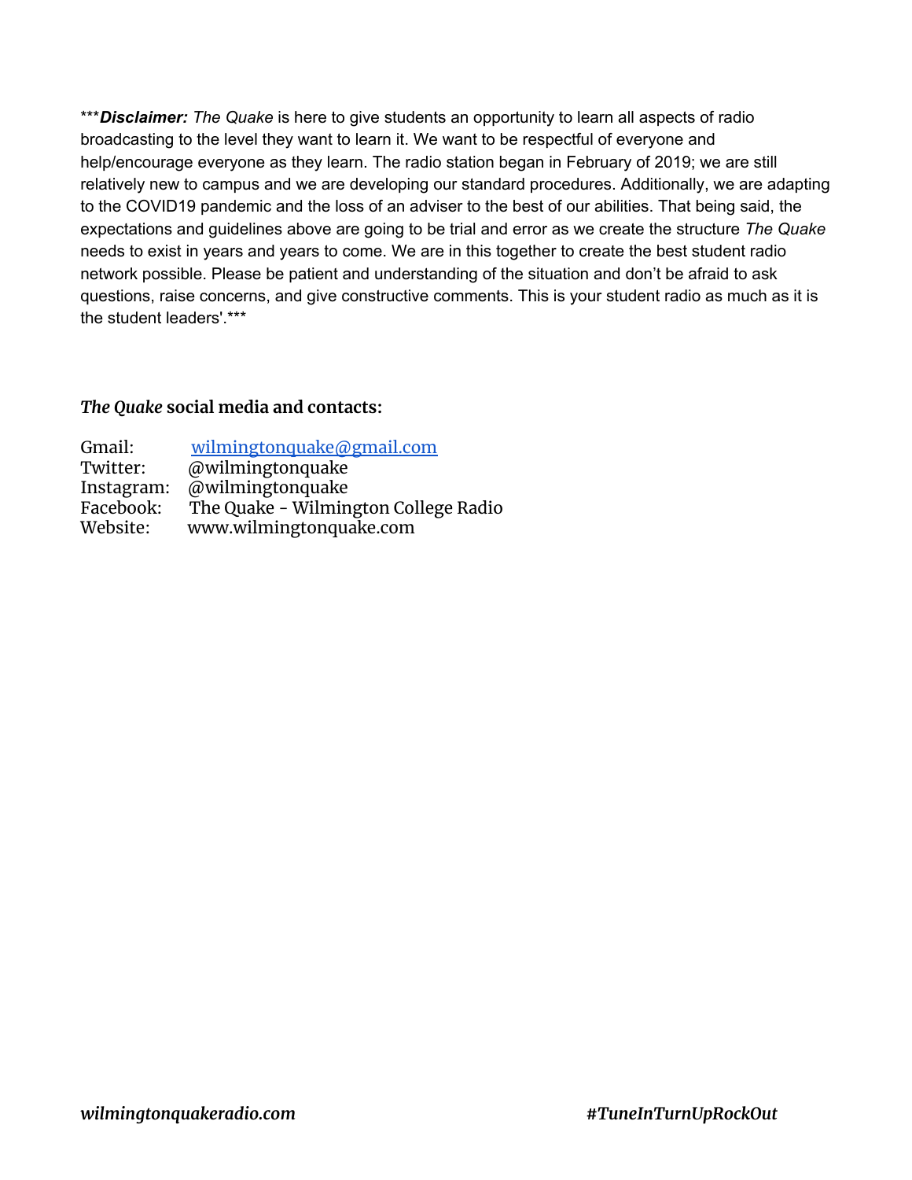***_**Disclaimer:**_ *The Quake* is here to give students an opportunity to learn all aspects of radio broadcasting to the level they want to learn it. We want to be respectful of everyone and help/encourage everyone as they learn. The radio station began in February of 2019; we are still relatively new to campus and we are developing our standard procedures. Additionally, we are adapting to the COVID19 pandemic and the loss of an adviser to the best of our abilities. That being said, the expectations and guidelines above are going to be trial and error as we create the structure *The Quake* needs to exist in years and years to come. We are in this together to create the best student radio network possible. Please be patient and understanding of the situation and don't be afraid to ask questions, raise concerns, and give constructive comments. This is your student radio as much as it is the student leaders'.***

### *The Quake* social media and contacts:

| | |
|---|---|
| Gmail: | wilmingtonquake@gmail.com |
| Twitter: | @wilmingtonquake |
| Instagram: | @wilmingtonquake |
| Facebook: | The Quake - Wilmington College Radio |
| Website: | www.wilmingtonquake.com |

***wilmingtonquakeradio.com*** ***#TuneInTurnUpRockOut***